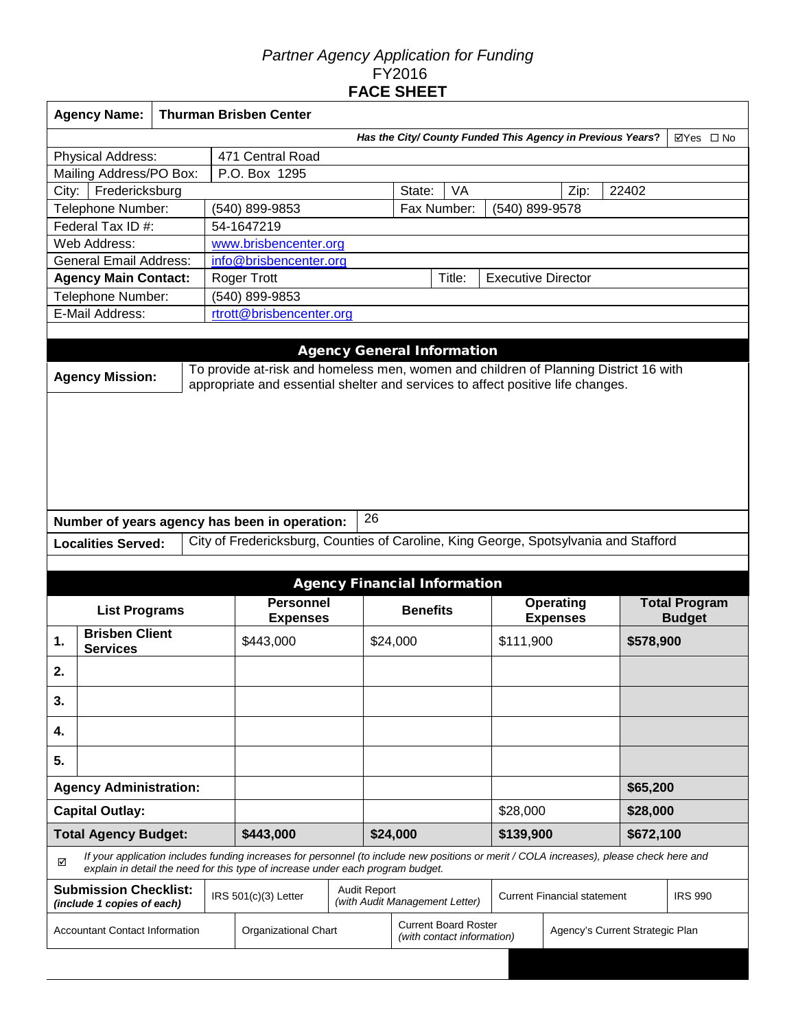*Partner Agency Application for Funding*
FY2016
**FACE SHEET**

| **Agency Name:** | **Thurman Brisben Center** | | | | |
|---|---|---|---|---|---|
| ***Has the City/ County Funded This Agency in Previous Years?*** | | | | | ☑Yes ☐ No |
| Physical Address: | 471 Central Road | | | | |
| Mailing Address/PO Box: | P.O. Box 1295 | | | | |
| City: Fredericksburg | | State: | VA | Zip: | 22402 |
| Telephone Number: | (540) 899-9853 | Fax Number: | (540) 899-9578 | | |
| Federal Tax ID #: | 54-1647219 | | | | |
| Web Address: | www.brisbencenter.org | | | | |
| General Email Address: | info@brisbencenter.org | | | | |
| **Agency Main Contact:** | Roger Trott | Title: | Executive Director | | |
| Telephone Number: | (540) 899-9853 | | | | |
| E-Mail Address: | rtrott@brisbencenter.org | | | | |

## Agency General Information

| | |
|---|---|
| **Agency Mission:** | To provide at-risk and homeless men, women and children of Planning District 16 with appropriate and essential shelter and services to affect positive life changes. |
| **Number of years agency has been in operation:** | 26 |
| **Localities Served:** | City of Fredericksburg, Counties of Caroline, King George, Spotsylvania and Stafford |

## Agency Financial Information

| **List Programs** | **Personnel Expenses** | **Benefits** | **Operating Expenses** | **Total Program Budget** |
|---|---|---|---|---|
| **1. Brisben Client Services** | $443,000 | $24,000 | $111,900 | **$578,900** |
| **2.** | | | | |
| **3.** | | | | |
| **4.** | | | | |
| **5.** | | | | |
| **Agency Administration:** | | | | **$65,200** |
| **Capital Outlay:** | | | $28,000 | **$28,000** |
| **Total Agency Budget:** | **$443,000** | **$24,000** | **$139,900** | **$672,100** |

☑ *If your application includes funding increases for personnel (to include new positions or merit / COLA increases), please check here and explain in detail the need for this type of increase under each program budget.*

| **Submission Checklist:** *(include 1 copies of each)* | IRS 501(c)(3) Letter | Audit Report *(with Audit Management Letter)* | Current Financial statement | IRS 990 |
|---|---|---|---|---|
| Accountant Contact Information | Organizational Chart | Current Board Roster *(with contact information)* | Agency's Current Strategic Plan | |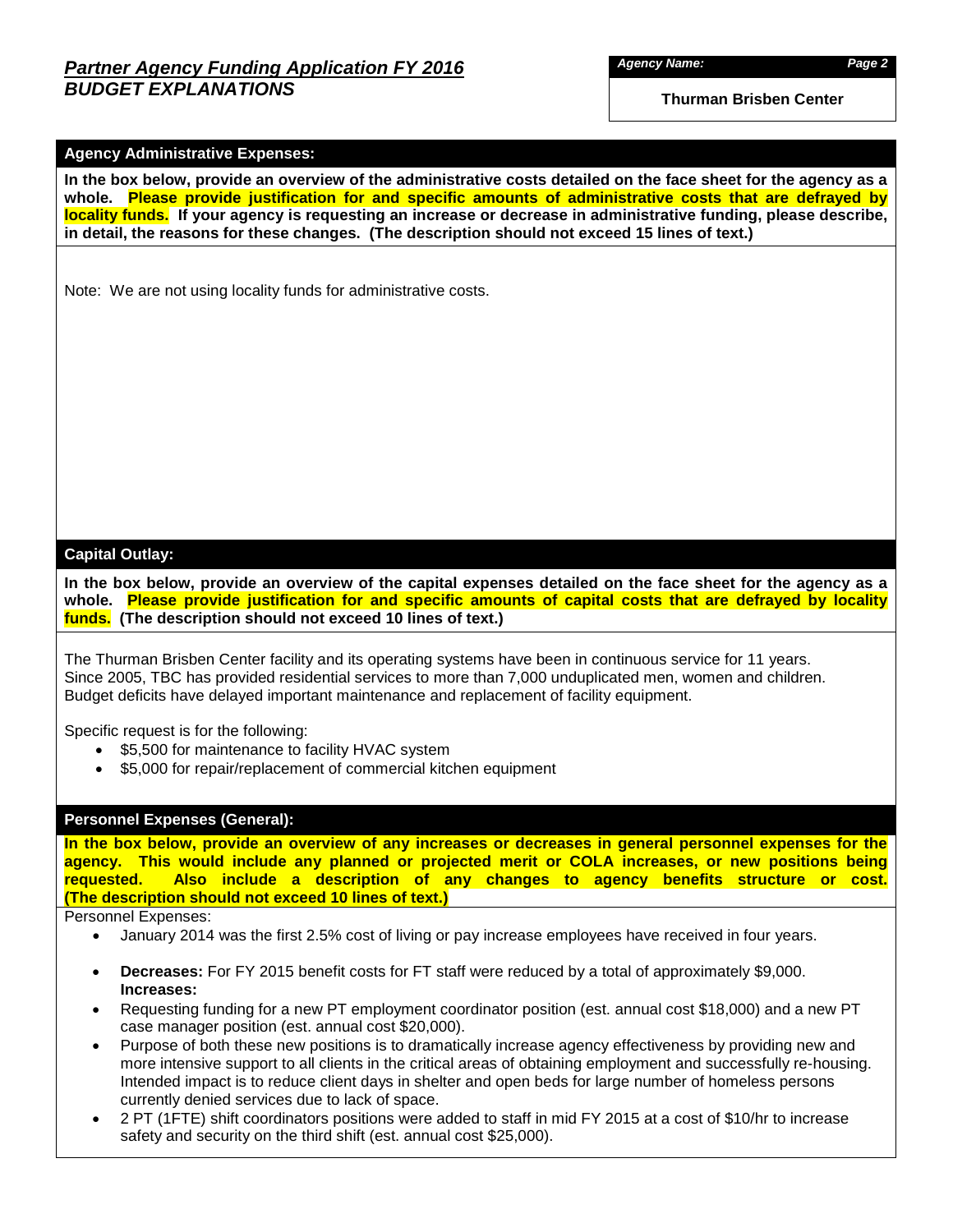# *Partner Agency Funding Application FY 2016*
## *BUDGET EXPLANATIONS*

*Agency Name:*

**Thurman Brisben Center**

### Agency Administrative Expenses:

**In the box below, provide an overview of the administrative costs detailed on the face sheet for the agency as a whole. Please provide justification for and specific amounts of administrative costs that are defrayed by locality funds. If your agency is requesting an increase or decrease in administrative funding, please describe, in detail, the reasons for these changes. (The description should not exceed 15 lines of text.)**

Note: We are not using locality funds for administrative costs.

### Capital Outlay:

**In the box below, provide an overview of the capital expenses detailed on the face sheet for the agency as a whole. Please provide justification for and specific amounts of capital costs that are defrayed by locality funds. (The description should not exceed 10 lines of text.)**

The Thurman Brisben Center facility and its operating systems have been in continuous service for 11 years. Since 2005, TBC has provided residential services to more than 7,000 unduplicated men, women and children. Budget deficits have delayed important maintenance and replacement of facility equipment.

Specific request is for the following:

- $5,500 for maintenance to facility HVAC system
- $5,000 for repair/replacement of commercial kitchen equipment

### Personnel Expenses (General):

**In the box below, provide an overview of any increases or decreases in general personnel expenses for the agency. This would include any planned or projected merit or COLA increases, or new positions being requested. Also include a description of any changes to agency benefits structure or cost. (The description should not exceed 10 lines of text.)**

Personnel Expenses:

- January 2014 was the first 2.5% cost of living or pay increase employees have received in four years.
- **Decreases:** For FY 2015 benefit costs for FT staff were reduced by a total of approximately $9,000.
  **Increases:**
- Requesting funding for a new PT employment coordinator position (est. annual cost $18,000) and a new PT case manager position (est. annual cost $20,000).
- Purpose of both these new positions is to dramatically increase agency effectiveness by providing new and more intensive support to all clients in the critical areas of obtaining employment and successfully re-housing. Intended impact is to reduce client days in shelter and open beds for large number of homeless persons currently denied services due to lack of space.
- 2 PT (1FTE) shift coordinators positions were added to staff in mid FY 2015 at a cost of $10/hr to increase safety and security on the third shift (est. annual cost $25,000).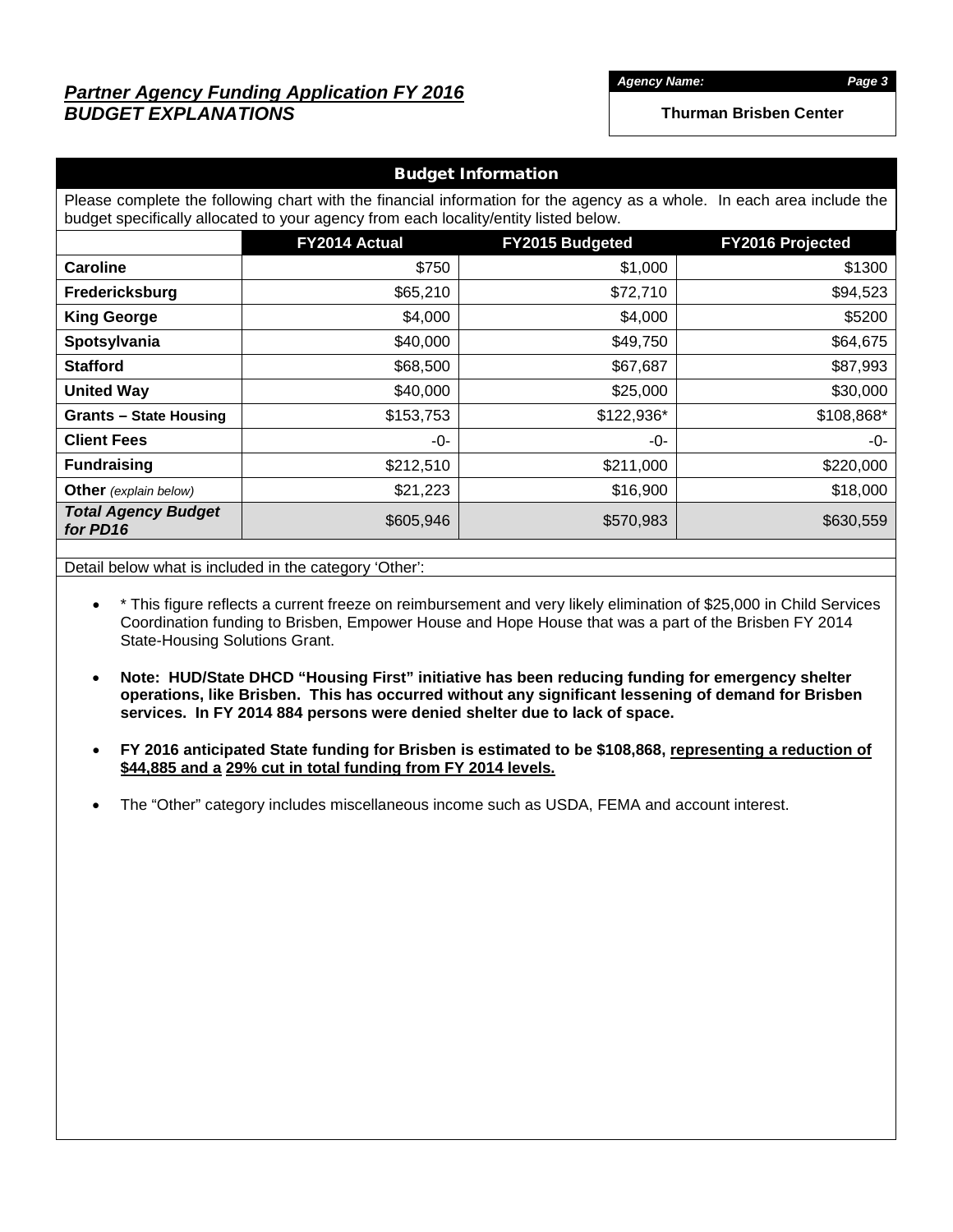## *Partner Agency Funding Application FY 2016*
## *BUDGET EXPLANATIONS*

***Agency Name:***

**Thurman Brisben Center**

### Budget Information

Please complete the following chart with the financial information for the agency as a whole. In each area include the budget specifically allocated to your agency from each locality/entity listed below.

| | FY2014 Actual | FY2015 Budgeted | FY2016 Projected |
|---|---|---|---|
| **Caroline** | $750 | $1,000 | $1300 |
| **Fredericksburg** | $65,210 | $72,710 | $94,523 |
| **King George** | $4,000 | $4,000 | $5200 |
| **Spotsylvania** | $40,000 | $49,750 | $64,675 |
| **Stafford** | $68,500 | $67,687 | $87,993 |
| **United Way** | $40,000 | $25,000 | $30,000 |
| **Grants – State Housing** | $153,753 | $122,936* | $108,868* |
| **Client Fees** | -0- | -0- | -0- |
| **Fundraising** | $212,510 | $211,000 | $220,000 |
| **Other** *(explain below)* | $21,223 | $16,900 | $18,000 |
| ***Total Agency Budget for PD16*** | $605,946 | $570,983 | $630,559 |

Detail below what is included in the category 'Other':

- * This figure reflects a current freeze on reimbursement and very likely elimination of $25,000 in Child Services Coordination funding to Brisben, Empower House and Hope House that was a part of the Brisben FY 2014 State-Housing Solutions Grant.
- **Note: HUD/State DHCD "Housing First" initiative has been reducing funding for emergency shelter operations, like Brisben. This has occurred without any significant lessening of demand for Brisben services. In FY 2014 884 persons were denied shelter due to lack of space.**
- **FY 2016 anticipated State funding for Brisben is estimated to be $108,868, <u>representing a reduction of $44,885 and a</u> <u>29% cut in total funding from FY 2014 levels.</u>**
- The "Other" category includes miscellaneous income such as USDA, FEMA and account interest.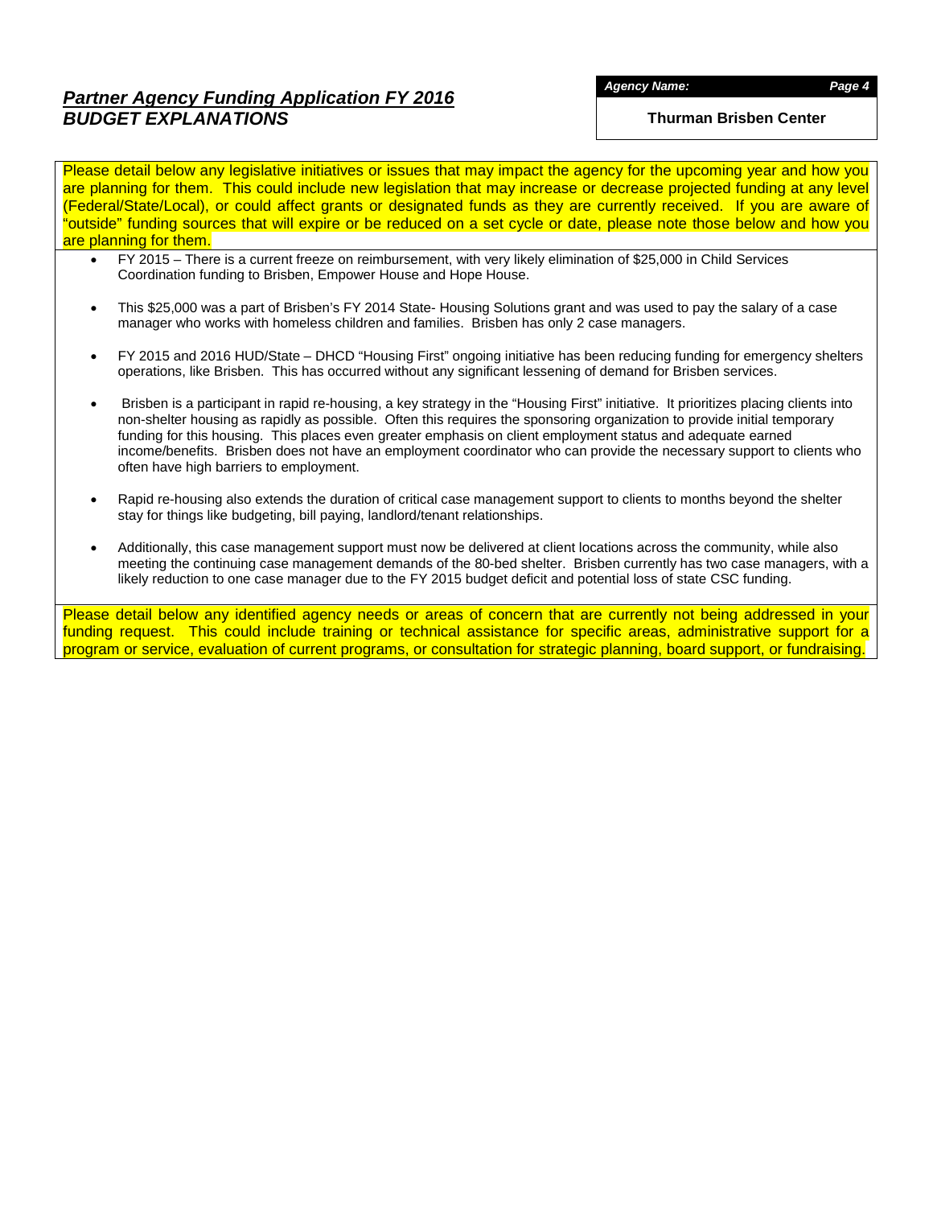## *Partner Agency Funding Application FY 2016*
## *BUDGET EXPLANATIONS*

***Agency Name:***

**Thurman Brisben Center**

Please detail below any legislative initiatives or issues that may impact the agency for the upcoming year and how you are planning for them. This could include new legislation that may increase or decrease projected funding at any level (Federal/State/Local), or could affect grants or designated funds as they are currently received. If you are aware of "outside" funding sources that will expire or be reduced on a set cycle or date, please note those below and how you are planning for them.

- FY 2015 – There is a current freeze on reimbursement, with very likely elimination of $25,000 in Child Services Coordination funding to Brisben, Empower House and Hope House.
- This $25,000 was a part of Brisben's FY 2014 State- Housing Solutions grant and was used to pay the salary of a case manager who works with homeless children and families. Brisben has only 2 case managers.
- FY 2015 and 2016 HUD/State – DHCD "Housing First" ongoing initiative has been reducing funding for emergency shelters operations, like Brisben. This has occurred without any significant lessening of demand for Brisben services.
- Brisben is a participant in rapid re-housing, a key strategy in the "Housing First" initiative. It prioritizes placing clients into non-shelter housing as rapidly as possible. Often this requires the sponsoring organization to provide initial temporary funding for this housing. This places even greater emphasis on client employment status and adequate earned income/benefits. Brisben does not have an employment coordinator who can provide the necessary support to clients who often have high barriers to employment.
- Rapid re-housing also extends the duration of critical case management support to clients to months beyond the shelter stay for things like budgeting, bill paying, landlord/tenant relationships.
- Additionally, this case management support must now be delivered at client locations across the community, while also meeting the continuing case management demands of the 80-bed shelter. Brisben currently has two case managers, with a likely reduction to one case manager due to the FY 2015 budget deficit and potential loss of state CSC funding.

Please detail below any identified agency needs or areas of concern that are currently not being addressed in your funding request. This could include training or technical assistance for specific areas, administrative support for a program or service, evaluation of current programs, or consultation for strategic planning, board support, or fundraising.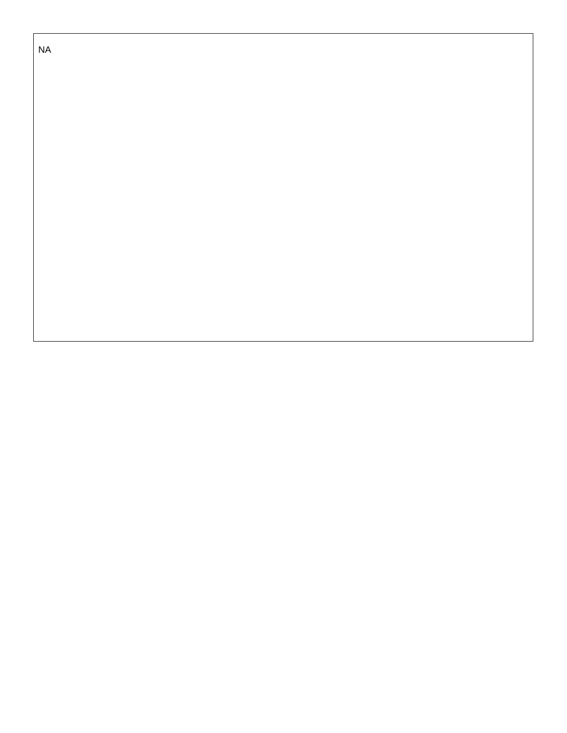NA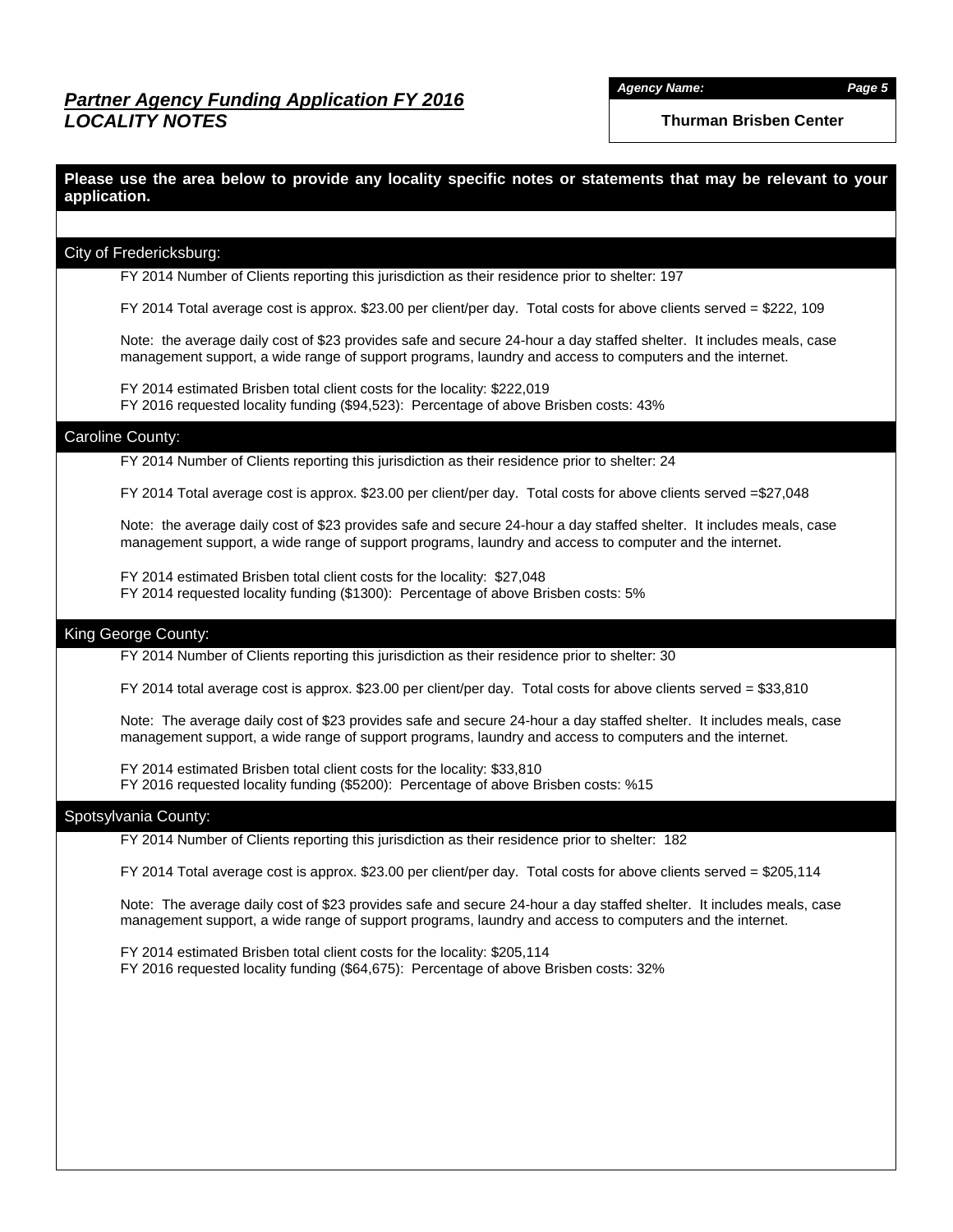## *Partner Agency Funding Application FY 2016*
## *LOCALITY NOTES*

***Agency Name:*** **Thurman Brisben Center**

**Please use the area below to provide any locality specific notes or statements that may be relevant to your application.**

### City of Fredericksburg:

FY 2014 Number of Clients reporting this jurisdiction as their residence prior to shelter: 197

FY 2014 Total average cost is approx. $23.00 per client/per day. Total costs for above clients served = $222, 109

Note: the average daily cost of $23 provides safe and secure 24-hour a day staffed shelter. It includes meals, case management support, a wide range of support programs, laundry and access to computers and the internet.

FY 2014 estimated Brisben total client costs for the locality: $222,019
FY 2016 requested locality funding ($94,523): Percentage of above Brisben costs: 43%

### Caroline County:

FY 2014 Number of Clients reporting this jurisdiction as their residence prior to shelter: 24

FY 2014 Total average cost is approx. $23.00 per client/per day. Total costs for above clients served =$27,048

Note: the average daily cost of $23 provides safe and secure 24-hour a day staffed shelter. It includes meals, case management support, a wide range of support programs, laundry and access to computer and the internet.

FY 2014 estimated Brisben total client costs for the locality: $27,048
FY 2014 requested locality funding ($1300): Percentage of above Brisben costs: 5%

### King George County:

FY 2014 Number of Clients reporting this jurisdiction as their residence prior to shelter: 30

FY 2014 total average cost is approx. $23.00 per client/per day. Total costs for above clients served = $33,810

Note: The average daily cost of $23 provides safe and secure 24-hour a day staffed shelter. It includes meals, case management support, a wide range of support programs, laundry and access to computers and the internet.

FY 2014 estimated Brisben total client costs for the locality: $33,810
FY 2016 requested locality funding ($5200): Percentage of above Brisben costs: %15

### Spotsylvania County:

FY 2014 Number of Clients reporting this jurisdiction as their residence prior to shelter: 182

FY 2014 Total average cost is approx. $23.00 per client/per day. Total costs for above clients served = $205,114

Note: The average daily cost of $23 provides safe and secure 24-hour a day staffed shelter. It includes meals, case management support, a wide range of support programs, laundry and access to computers and the internet.

FY 2014 estimated Brisben total client costs for the locality: $205,114
FY 2016 requested locality funding ($64,675): Percentage of above Brisben costs: 32%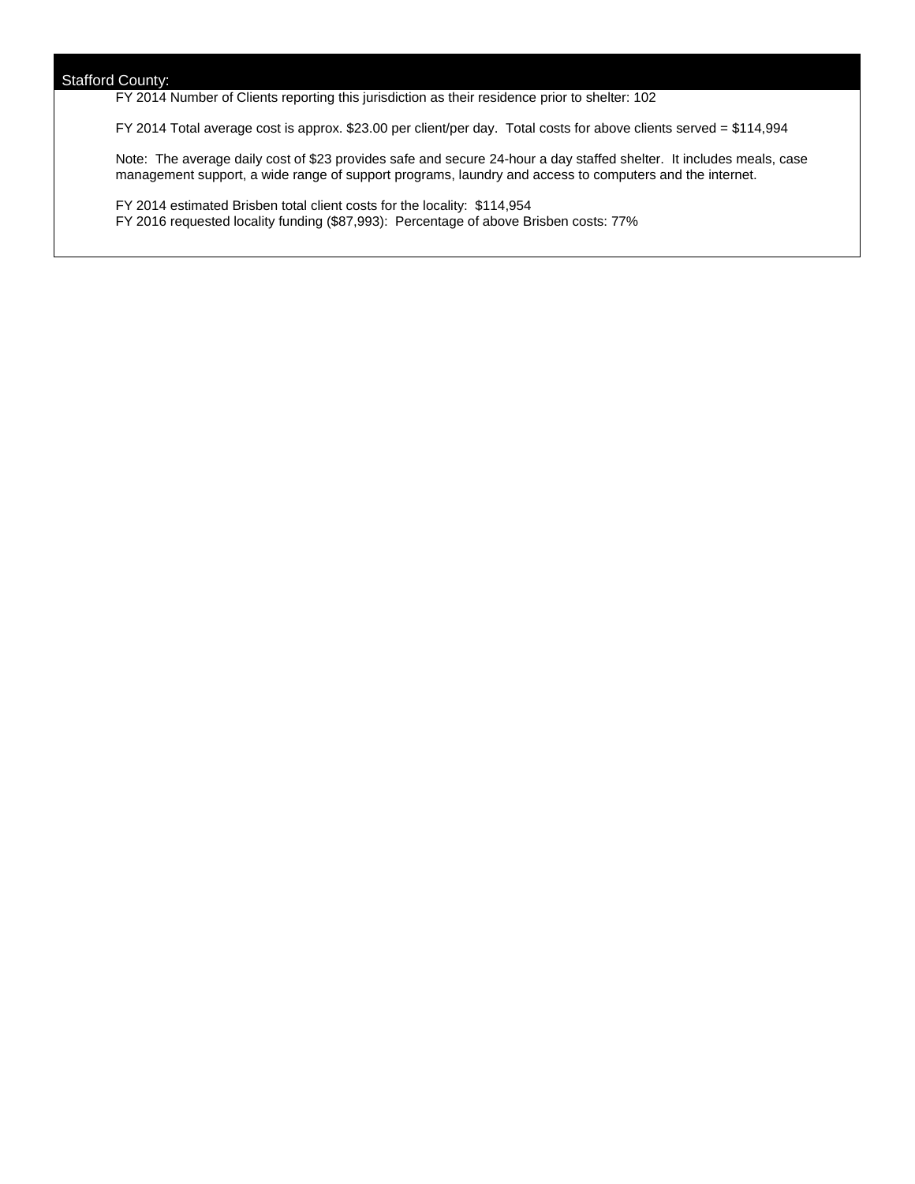## Stafford County:

FY 2014 Number of Clients reporting this jurisdiction as their residence prior to shelter: 102

FY 2014 Total average cost is approx. $23.00 per client/per day. Total costs for above clients served = $114,994

Note: The average daily cost of $23 provides safe and secure 24-hour a day staffed shelter. It includes meals, case management support, a wide range of support programs, laundry and access to computers and the internet.

FY 2014 estimated Brisben total client costs for the locality: $114,954
FY 2016 requested locality funding ($87,993): Percentage of above Brisben costs: 77%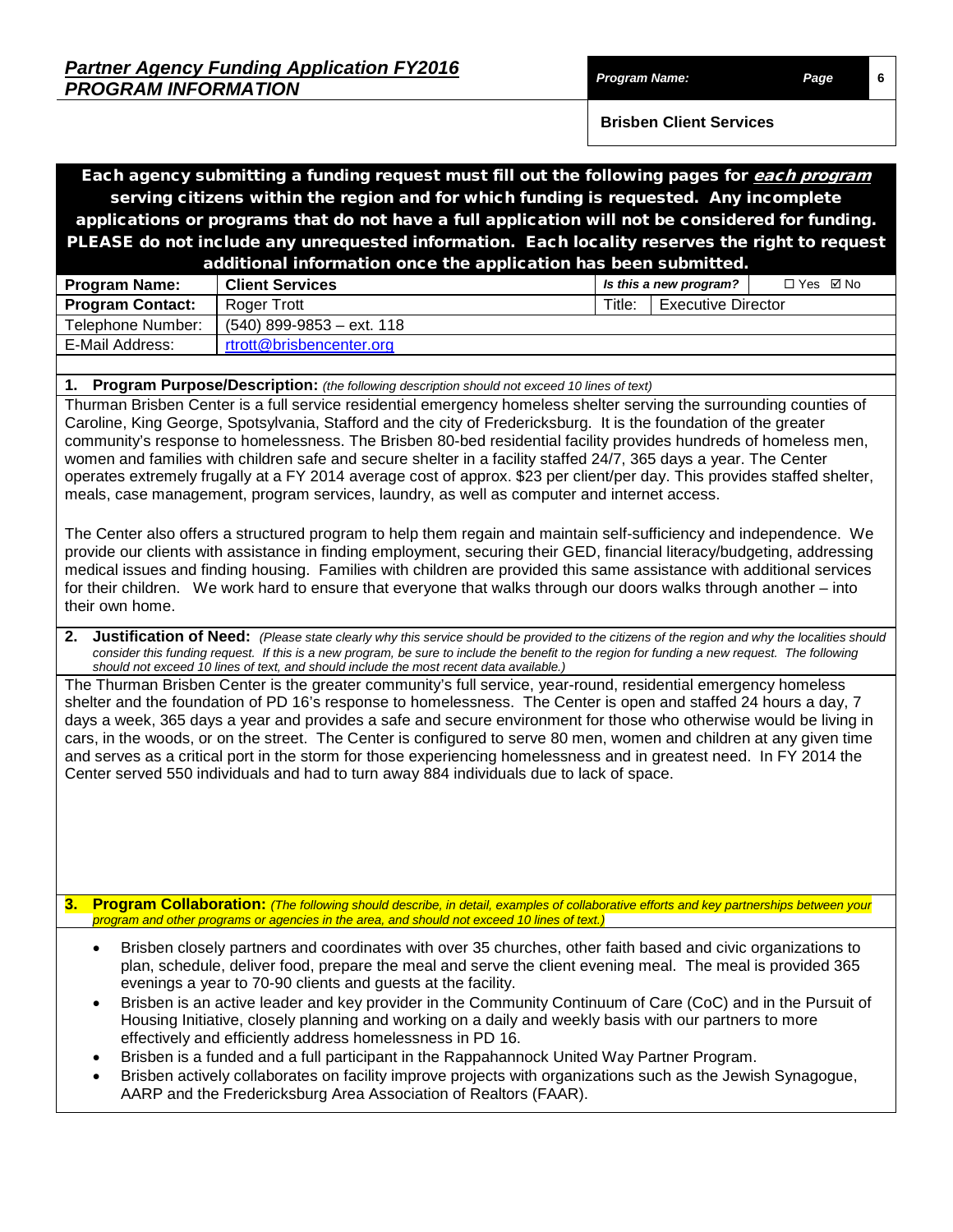# *Partner Agency Funding Application FY2016*
## *PROGRAM INFORMATION*

| *Program Name:* | |
|---|---|
| **Brisben Client Services** | |

**Each agency submitting a funding request must fill out the following pages for *each program* serving citizens within the region and for which funding is requested. Any incomplete applications or programs that do not have a full application will not be considered for funding. PLEASE do not include any unrequested information. Each locality reserves the right to request additional information once the application has been submitted.**

| **Program Name:** | **Client Services** | *Is this a new program?* | ☐ Yes ☑ No |
|---|---|---|---|
| **Program Contact:** | Roger Trott | Title: | Executive Director |
| Telephone Number: | (540) 899-9853 – ext. 118 | | |
| E-Mail Address: | rtrott@brisbencenter.org | | |

**1. Program Purpose/Description:** *(the following description should not exceed 10 lines of text)*

Thurman Brisben Center is a full service residential emergency homeless shelter serving the surrounding counties of Caroline, King George, Spotsylvania, Stafford and the city of Fredericksburg. It is the foundation of the greater community's response to homelessness. The Brisben 80-bed residential facility provides hundreds of homeless men, women and families with children safe and secure shelter in a facility staffed 24/7, 365 days a year. The Center operates extremely frugally at a FY 2014 average cost of approx. $23 per client/per day. This provides staffed shelter, meals, case management, program services, laundry, as well as computer and internet access.

The Center also offers a structured program to help them regain and maintain self-sufficiency and independence. We provide our clients with assistance in finding employment, securing their GED, financial literacy/budgeting, addressing medical issues and finding housing. Families with children are provided this same assistance with additional services for their children. We work hard to ensure that everyone that walks through our doors walks through another – into their own home.

**2. Justification of Need:** *(Please state clearly why this service should be provided to the citizens of the region and why the localities should consider this funding request. If this is a new program, be sure to include the benefit to the region for funding a new request. The following should not exceed 10 lines of text, and should include the most recent data available.)*

The Thurman Brisben Center is the greater community's full service, year-round, residential emergency homeless shelter and the foundation of PD 16's response to homelessness. The Center is open and staffed 24 hours a day, 7 days a week, 365 days a year and provides a safe and secure environment for those who otherwise would be living in cars, in the woods, or on the street. The Center is configured to serve 80 men, women and children at any given time and serves as a critical port in the storm for those experiencing homelessness and in greatest need. In FY 2014 the Center served 550 individuals and had to turn away 884 individuals due to lack of space.

**3. Program Collaboration:** *(The following should describe, in detail, examples of collaborative efforts and key partnerships between your program and other programs or agencies in the area, and should not exceed 10 lines of text.)*

- Brisben closely partners and coordinates with over 35 churches, other faith based and civic organizations to plan, schedule, deliver food, prepare the meal and serve the client evening meal. The meal is provided 365 evenings a year to 70-90 clients and guests at the facility.
- Brisben is an active leader and key provider in the Community Continuum of Care (CoC) and in the Pursuit of Housing Initiative, closely planning and working on a daily and weekly basis with our partners to more effectively and efficiently address homelessness in PD 16.
- Brisben is a funded and a full participant in the Rappahannock United Way Partner Program.
- Brisben actively collaborates on facility improve projects with organizations such as the Jewish Synagogue, AARP and the Fredericksburg Area Association of Realtors (FAAR).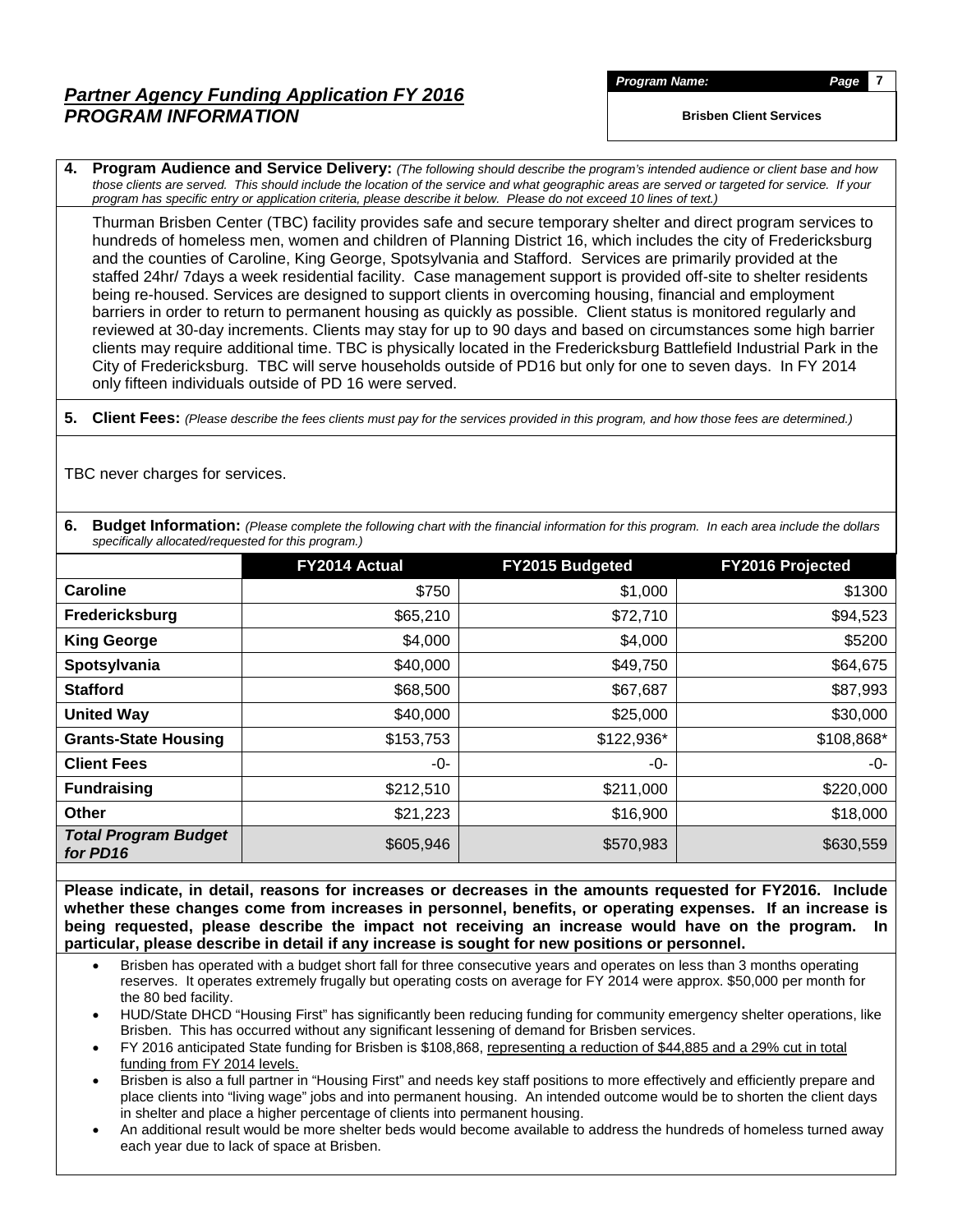# *Partner Agency Funding Application FY 2016*
# *PROGRAM INFORMATION*

***Program Name:***

**Brisben Client Services**

**4. Program Audience and Service Delivery:** *(The following should describe the program's intended audience or client base and how those clients are served. This should include the location of the service and what geographic areas are served or targeted for service. If your program has specific entry or application criteria, please describe it below. Please do not exceed 10 lines of text.)*

Thurman Brisben Center (TBC) facility provides safe and secure temporary shelter and direct program services to hundreds of homeless men, women and children of Planning District 16, which includes the city of Fredericksburg and the counties of Caroline, King George, Spotsylvania and Stafford. Services are primarily provided at the staffed 24hr/ 7days a week residential facility. Case management support is provided off-site to shelter residents being re-housed. Services are designed to support clients in overcoming housing, financial and employment barriers in order to return to permanent housing as quickly as possible. Client status is monitored regularly and reviewed at 30-day increments. Clients may stay for up to 90 days and based on circumstances some high barrier clients may require additional time. TBC is physically located in the Fredericksburg Battlefield Industrial Park in the City of Fredericksburg. TBC will serve households outside of PD16 but only for one to seven days. In FY 2014 only fifteen individuals outside of PD 16 were served.

**5. Client Fees:** *(Please describe the fees clients must pay for the services provided in this program, and how those fees are determined.)*

TBC never charges for services.

**6. Budget Information:** *(Please complete the following chart with the financial information for this program. In each area include the dollars specifically allocated/requested for this program.)*

| | FY2014 Actual | FY2015 Budgeted | FY2016 Projected |
|---|---|---|---|
| **Caroline** | $750 | $1,000 | $1300 |
| **Fredericksburg** | $65,210 | $72,710 | $94,523 |
| **King George** | $4,000 | $4,000 | $5200 |
| **Spotsylvania** | $40,000 | $49,750 | $64,675 |
| **Stafford** | $68,500 | $67,687 | $87,993 |
| **United Way** | $40,000 | $25,000 | $30,000 |
| **Grants-State Housing** | $153,753 | $122,936* | $108,868* |
| **Client Fees** | -0- | -0- | -0- |
| **Fundraising** | $212,510 | $211,000 | $220,000 |
| **Other** | $21,223 | $16,900 | $18,000 |
| ***Total Program Budget for PD16*** | $605,946 | $570,983 | $630,559 |

**Please indicate, in detail, reasons for increases or decreases in the amounts requested for FY2016. Include whether these changes come from increases in personnel, benefits, or operating expenses. If an increase is being requested, please describe the impact not receiving an increase would have on the program. In particular, please describe in detail if any increase is sought for new positions or personnel.**

- Brisben has operated with a budget short fall for three consecutive years and operates on less than 3 months operating reserves. It operates extremely frugally but operating costs on average for FY 2014 were approx. $50,000 per month for the 80 bed facility.
- HUD/State DHCD "Housing First" has significantly been reducing funding for community emergency shelter operations, like Brisben. This has occurred without any significant lessening of demand for Brisben services.
- FY 2016 anticipated State funding for Brisben is $108,868, representing a reduction of $44,885 and a 29% cut in total funding from FY 2014 levels.
- Brisben is also a full partner in "Housing First" and needs key staff positions to more effectively and efficiently prepare and place clients into "living wage" jobs and into permanent housing. An intended outcome would be to shorten the client days in shelter and place a higher percentage of clients into permanent housing.
- An additional result would be more shelter beds would become available to address the hundreds of homeless turned away each year due to lack of space at Brisben.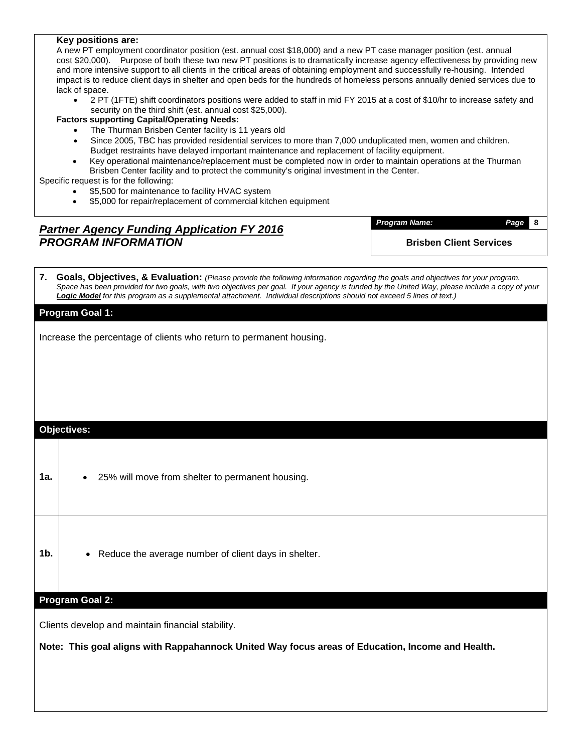**Key positions are:**

A new PT employment coordinator position (est. annual cost $18,000) and a new PT case manager position (est. annual cost $20,000). Purpose of both these two new PT positions is to dramatically increase agency effectiveness by providing new and more intensive support to all clients in the critical areas of obtaining employment and successfully re-housing. Intended impact is to reduce client days in shelter and open beds for the hundreds of homeless persons annually denied services due to lack of space.

- 2 PT (1FTE) shift coordinators positions were added to staff in mid FY 2015 at a cost of $10/hr to increase safety and security on the third shift (est. annual cost $25,000).

**Factors supporting Capital/Operating Needs:**

- The Thurman Brisben Center facility is 11 years old
- Since 2005, TBC has provided residential services to more than 7,000 unduplicated men, women and children. Budget restraints have delayed important maintenance and replacement of facility equipment.
- Key operational maintenance/replacement must be completed now in order to maintain operations at the Thurman Brisben Center facility and to protect the community's original investment in the Center.

Specific request is for the following:

- $5,500 for maintenance to facility HVAC system
- $5,000 for repair/replacement of commercial kitchen equipment

## *Partner Agency Funding Application FY 2016*
## *PROGRAM INFORMATION*

***Program Name:*** **Brisben Client Services**

**7. Goals, Objectives, & Evaluation:** *(Please provide the following information regarding the goals and objectives for your program. Space has been provided for two goals, with two objectives per goal. If your agency is funded by the United Way, please include a copy of your **Logic Model** for this program as a supplemental attachment. Individual descriptions should not exceed 5 lines of text.)*

**Program Goal 1:**

Increase the percentage of clients who return to permanent housing.

**Objectives:**

| | |
|---|---|
| **1a.** | • 25% will move from shelter to permanent housing. |
| **1b.** | • Reduce the average number of client days in shelter. |

**Program Goal 2:**

Clients develop and maintain financial stability.

**Note: This goal aligns with Rappahannock United Way focus areas of Education, Income and Health.**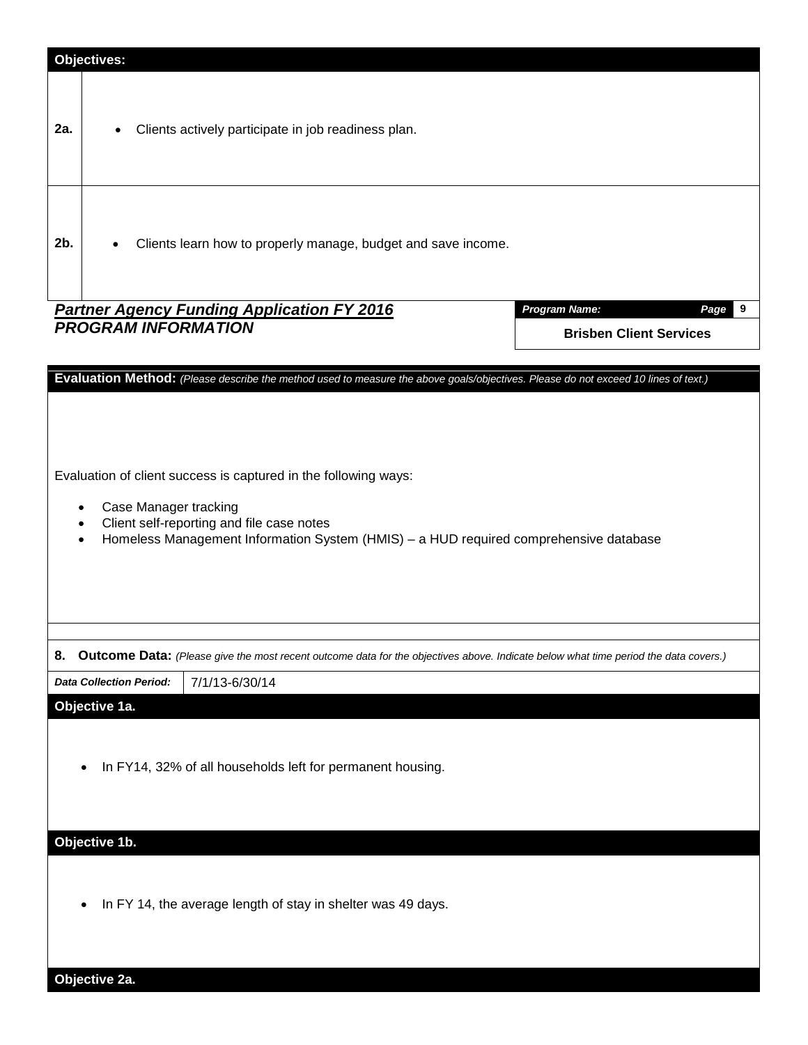**Objectives:**

| | |
|---|---|
| 2a. | • Clients actively participate in job readiness plan. |
| 2b. | • Clients learn how to properly manage, budget and save income. |

***Partner Agency Funding Application FY 2016***
***PROGRAM INFORMATION***

***Program Name:*** **Brisben Client Services**

**Evaluation Method:** *(Please describe the method used to measure the above goals/objectives. Please do not exceed 10 lines of text.)*

Evaluation of client success is captured in the following ways:

- Case Manager tracking
- Client self-reporting and file case notes
- Homeless Management Information System (HMIS) – a HUD required comprehensive database

**8. Outcome Data:** *(Please give the most recent outcome data for the objectives above. Indicate below what time period the data covers.)*

***Data Collection Period:*** 7/1/13-6/30/14

**Objective 1a.**

- In FY14, 32% of all households left for permanent housing.

**Objective 1b.**

- In FY 14, the average length of stay in shelter was 49 days.

**Objective 2a.**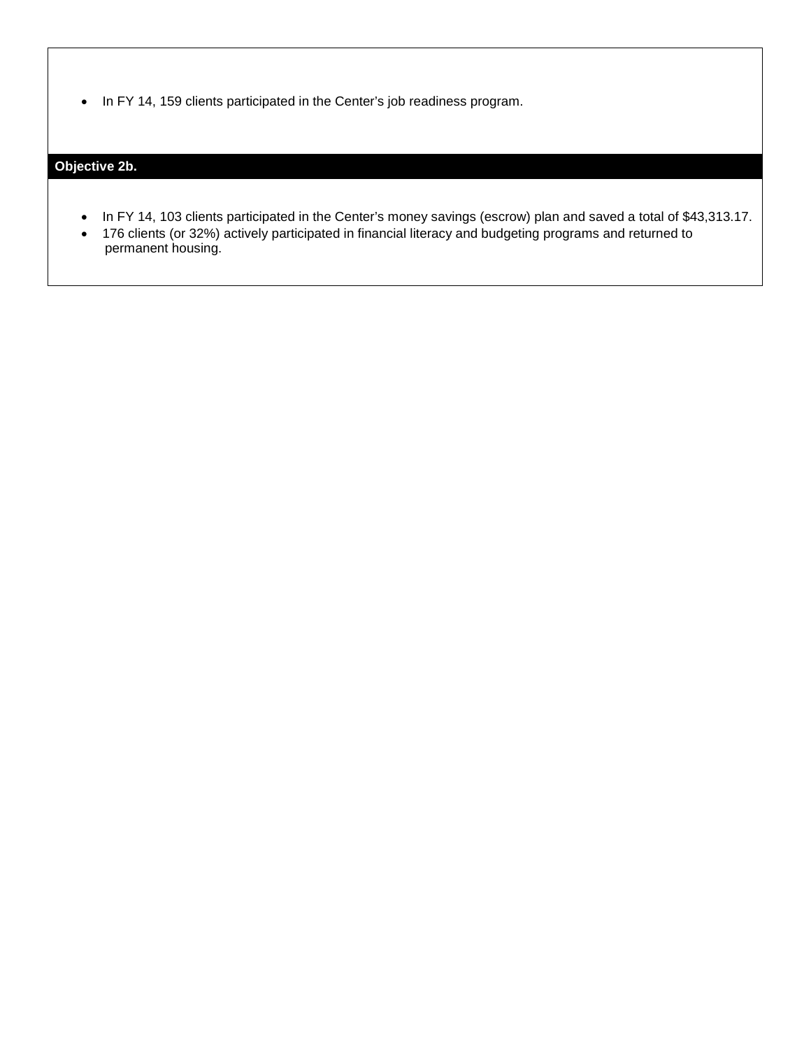- In FY 14, 159 clients participated in the Center's job readiness program.

### Objective 2b.

- In FY 14, 103 clients participated in the Center's money savings (escrow) plan and saved a total of $43,313.17.
- 176 clients (or 32%) actively participated in financial literacy and budgeting programs and returned to permanent housing.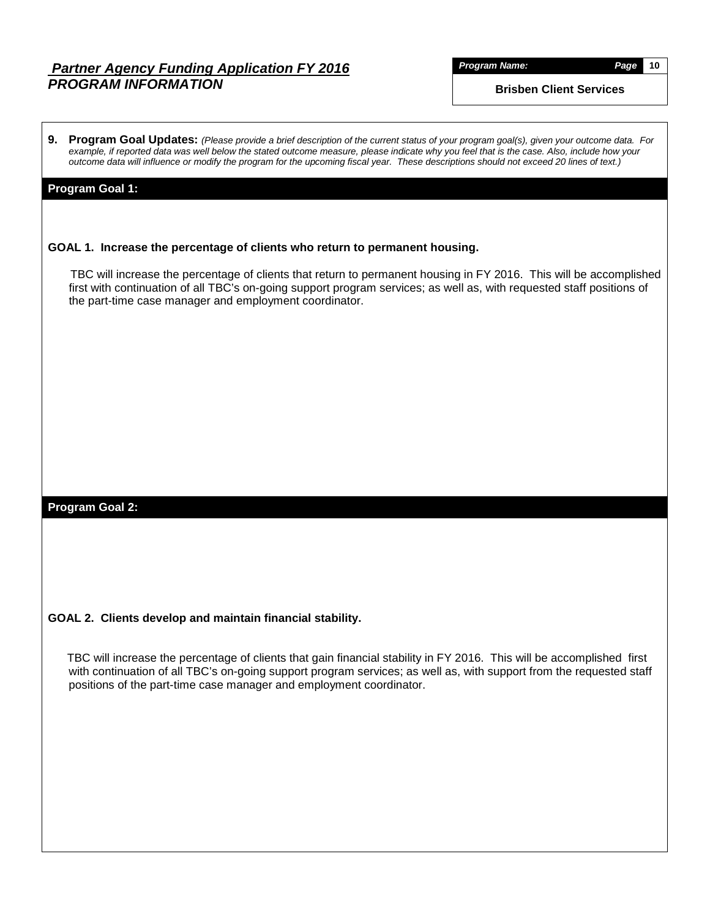## *Partner Agency Funding Application FY 2016*
## *PROGRAM INFORMATION*

***Program Name:*** **Brisben Client Services**

**9. Program Goal Updates:** *(Please provide a brief description of the current status of your program goal(s), given your outcome data. For example, if reported data was well below the stated outcome measure, please indicate why you feel that is the case. Also, include how your outcome data will influence or modify the program for the upcoming fiscal year. These descriptions should not exceed 20 lines of text.)*

### Program Goal 1:

**GOAL 1. Increase the percentage of clients who return to permanent housing.**

TBC will increase the percentage of clients that return to permanent housing in FY 2016. This will be accomplished first with continuation of all TBC's on-going support program services; as well as, with requested staff positions of the part-time case manager and employment coordinator.

### Program Goal 2:

**GOAL 2. Clients develop and maintain financial stability.**

TBC will increase the percentage of clients that gain financial stability in FY 2016. This will be accomplished first with continuation of all TBC's on-going support program services; as well as, with support from the requested staff positions of the part-time case manager and employment coordinator.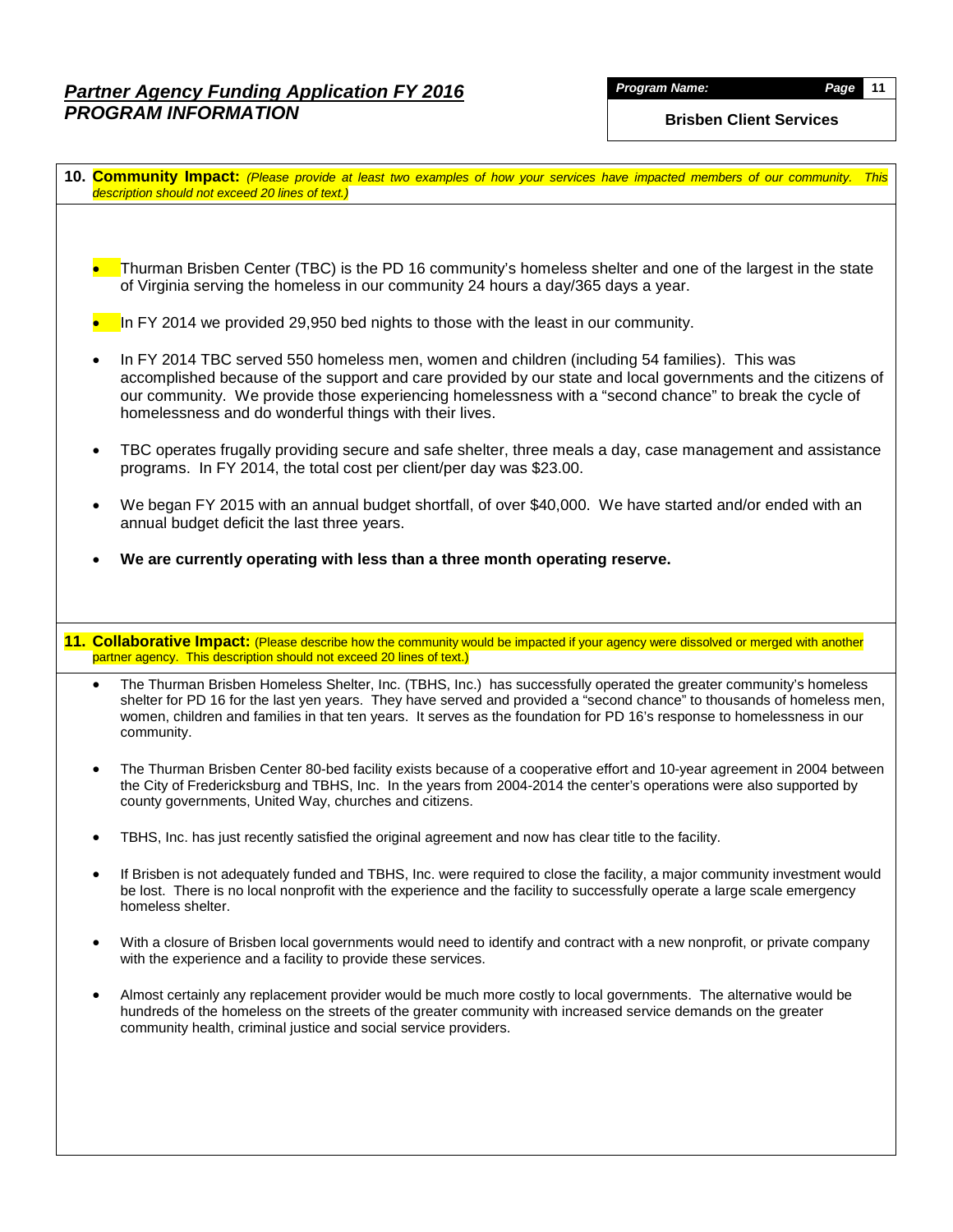# *Partner Agency Funding Application FY 2016*
## *PROGRAM INFORMATION*

***Program Name:*** **Brisben Client Services**

**10. Community Impact:** *(Please provide at least two examples of how your services have impacted members of our community. This description should not exceed 20 lines of text.)*

- Thurman Brisben Center (TBC) is the PD 16 community's homeless shelter and one of the largest in the state of Virginia serving the homeless in our community 24 hours a day/365 days a year.
- In FY 2014 we provided 29,950 bed nights to those with the least in our community.
- In FY 2014 TBC served 550 homeless men, women and children (including 54 families). This was accomplished because of the support and care provided by our state and local governments and the citizens of our community. We provide those experiencing homelessness with a "second chance" to break the cycle of homelessness and do wonderful things with their lives.
- TBC operates frugally providing secure and safe shelter, three meals a day, case management and assistance programs. In FY 2014, the total cost per client/per day was $23.00.
- We began FY 2015 with an annual budget shortfall, of over $40,000. We have started and/or ended with an annual budget deficit the last three years.
- **We are currently operating with less than a three month operating reserve.**

**11. Collaborative Impact:** (Please describe how the community would be impacted if your agency were dissolved or merged with another partner agency. This description should not exceed 20 lines of text.)

- The Thurman Brisben Homeless Shelter, Inc. (TBHS, Inc.) has successfully operated the greater community's homeless shelter for PD 16 for the last yen years. They have served and provided a "second chance" to thousands of homeless men, women, children and families in that ten years. It serves as the foundation for PD 16's response to homelessness in our community.
- The Thurman Brisben Center 80-bed facility exists because of a cooperative effort and 10-year agreement in 2004 between the City of Fredericksburg and TBHS, Inc. In the years from 2004-2014 the center's operations were also supported by county governments, United Way, churches and citizens.
- TBHS, Inc. has just recently satisfied the original agreement and now has clear title to the facility.
- If Brisben is not adequately funded and TBHS, Inc. were required to close the facility, a major community investment would be lost. There is no local nonprofit with the experience and the facility to successfully operate a large scale emergency homeless shelter.
- With a closure of Brisben local governments would need to identify and contract with a new nonprofit, or private company with the experience and a facility to provide these services.
- Almost certainly any replacement provider would be much more costly to local governments. The alternative would be hundreds of the homeless on the streets of the greater community with increased service demands on the greater community health, criminal justice and social service providers.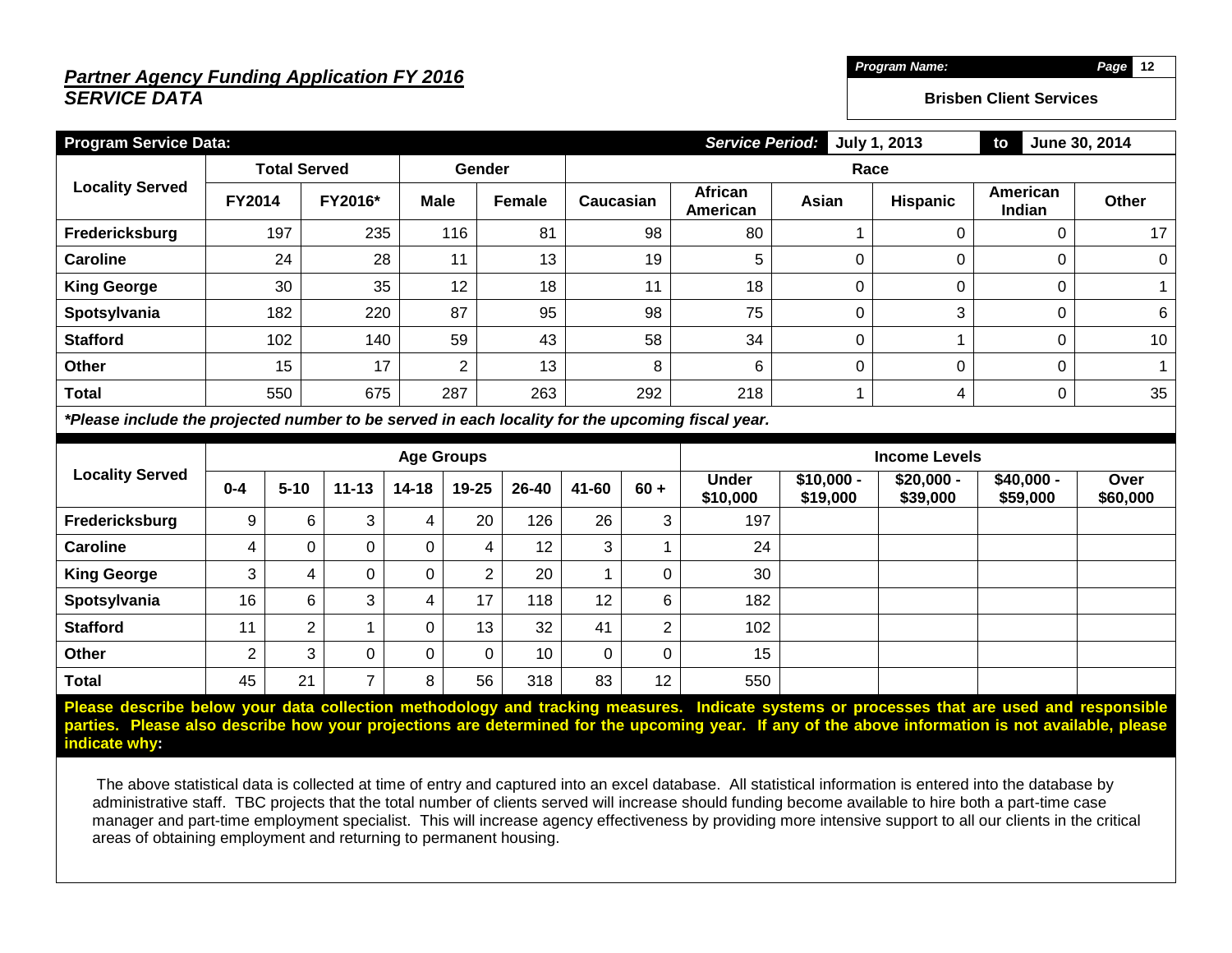## *Partner Agency Funding Application FY 2016*
## *SERVICE DATA*

***Program Name:***

**Brisben Client Services**

| **Program Service Data:** | | | | | | | ***Service Period:*** | **July 1, 2013** | **to** | **June 30, 2014** |
|---|---|---|---|---|---|---|---|---|---|---|
| **Locality Served** | **Total Served** | | **Gender** | | **Race** | | | | | |
| | **FY2014** | **FY2016*** | **Male** | **Female** | **Caucasian** | **African American** | **Asian** | **Hispanic** | **American Indian** | **Other** |
| **Fredericksburg** | 197 | 235 | 116 | 81 | 98 | 80 | 1 | 0 | 0 | 17 |
| **Caroline** | 24 | 28 | 11 | 13 | 19 | 5 | 0 | 0 | 0 | 0 |
| **King George** | 30 | 35 | 12 | 18 | 11 | 18 | 0 | 0 | 0 | 1 |
| **Spotsylvania** | 182 | 220 | 87 | 95 | 98 | 75 | 0 | 3 | 0 | 6 |
| **Stafford** | 102 | 140 | 59 | 43 | 58 | 34 | 0 | 1 | 0 | 10 |
| **Other** | 15 | 17 | 2 | 13 | 8 | 6 | 0 | 0 | 0 | 1 |
| **Total** | 550 | 675 | 287 | 263 | 292 | 218 | 1 | 4 | 0 | 35 |

***Please include the projected number to be served in each locality for the upcoming fiscal year.***

| **Locality Served** | **Age Groups** | | | | | | | | **Income Levels** | | | | |
|---|---|---|---|---|---|---|---|---|---|---|---|---|---|
| | **0-4** | **5-10** | **11-13** | **14-18** | **19-25** | **26-40** | **41-60** | **60 +** | **Under $10,000** | **$10,000 - $19,000** | **$20,000 - $39,000** | **$40,000 - $59,000** | **Over $60,000** |
| **Fredericksburg** | 9 | 6 | 3 | 4 | 20 | 126 | 26 | 3 | 197 | | | | |
| **Caroline** | 4 | 0 | 0 | 0 | 4 | 12 | 3 | 1 | 24 | | | | |
| **King George** | 3 | 4 | 0 | 0 | 2 | 20 | 1 | 0 | 30 | | | | |
| **Spotsylvania** | 16 | 6 | 3 | 4 | 17 | 118 | 12 | 6 | 182 | | | | |
| **Stafford** | 11 | 2 | 1 | 0 | 13 | 32 | 41 | 2 | 102 | | | | |
| **Other** | 2 | 3 | 0 | 0 | 0 | 10 | 0 | 0 | 15 | | | | |
| **Total** | 45 | 21 | 7 | 8 | 56 | 318 | 83 | 12 | 550 | | | | |

**Please describe below your data collection methodology and tracking measures. Indicate systems or processes that are used and responsible parties. Please also describe how your projections are determined for the upcoming year. If any of the above information is not available, please indicate why:**

The above statistical data is collected at time of entry and captured into an excel database. All statistical information is entered into the database by administrative staff. TBC projects that the total number of clients served will increase should funding become available to hire both a part-time case manager and part-time employment specialist. This will increase agency effectiveness by providing more intensive support to all our clients in the critical areas of obtaining employment and returning to permanent housing.